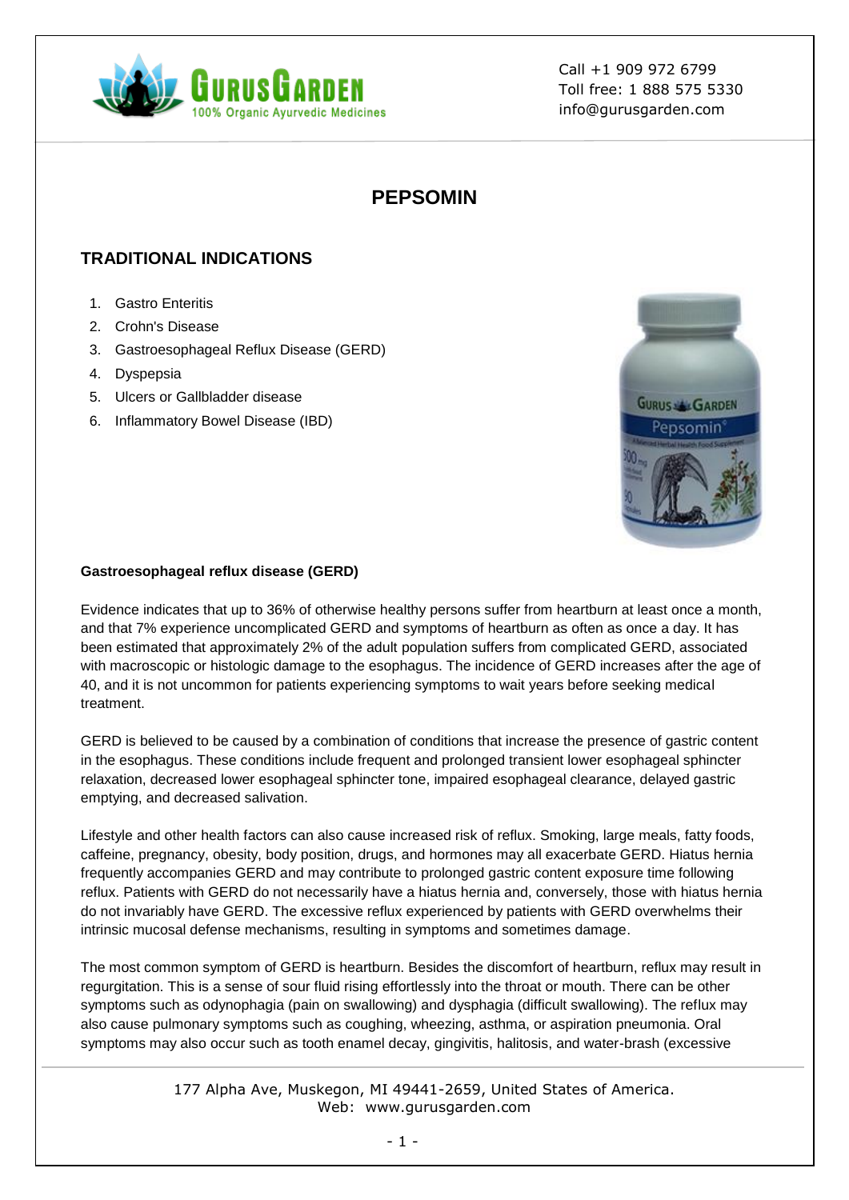# PEPSOMIN

## TRADITIONAL INDICATIONS

1. Gastro Enteritis
2. Crohn's Disease
3. Gastroesophageal Reflux Disease (GERD)
4. Dyspepsia
5. Ulcers or Gallbladder disease
6. Inflammatory Bowel Disease (IBD)

### Gastroesophageal reflux disease (GERD)

Evidence indicates that up to 36% of otherwise healthy persons suffer from heartburn at least once a month, and that 7% experience uncomplicated GERD and symptoms of heartburn as often as once a day. It has been estimated that approximately 2% of the adult population suffers from complicated GERD, associated with macroscopic or histologic damage to the esophagus. The incidence of GERD increases after the age of 40, and it is not uncommon for patients experiencing symptoms to wait years before seeking medical treatment.

GERD is believed to be caused by a combination of conditions that increase the presence of gastric content in the esophagus. These conditions include frequent and prolonged transient lower esophageal sphincter relaxation, decreased lower esophageal sphincter tone, impaired esophageal clearance, delayed gastric emptying, and decreased salivation.

Lifestyle and other health factors can also cause increased risk of reflux. Smoking, large meals, fatty foods, caffeine, pregnancy, obesity, body position, drugs, and hormones may all exacerbate GERD. Hiatus hernia frequently accompanies GERD and may contribute to prolonged gastric content exposure time following reflux. Patients with GERD do not necessarily have a hiatus hernia and, conversely, those with hiatus hernia do not invariably have GERD. The excessive reflux experienced by patients with GERD overwhelms their intrinsic mucosal defense mechanisms, resulting in symptoms and sometimes damage.

The most common symptom of GERD is heartburn. Besides the discomfort of heartburn, reflux may result in regurgitation. This is a sense of sour fluid rising effortlessly into the throat or mouth. There can be other symptoms such as odynophagia (pain on swallowing) and dysphagia (difficult swallowing). The reflux may also cause pulmonary symptoms such as coughing, wheezing, asthma, or aspiration pneumonia. Oral symptoms may also occur such as tooth enamel decay, gingivitis, halitosis, and water-brash (excessive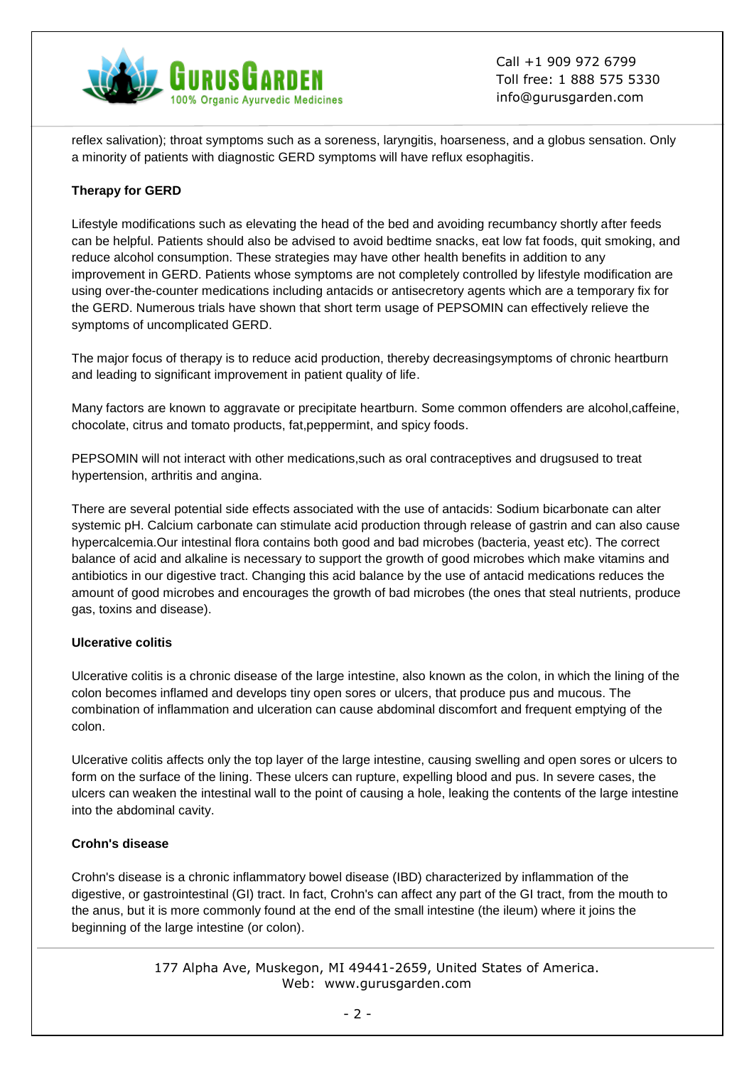reflex salivation); throat symptoms such as a soreness, laryngitis, hoarseness, and a globus sensation. Only a minority of patients with diagnostic GERD symptoms will have reflux esophagitis.

**Therapy for GERD**

Lifestyle modifications such as elevating the head of the bed and avoiding recumbancy shortly after feeds can be helpful. Patients should also be advised to avoid bedtime snacks, eat low fat foods, quit smoking, and reduce alcohol consumption. These strategies may have other health benefits in addition to any improvement in GERD. Patients whose symptoms are not completely controlled by lifestyle modification are using over-the-counter medications including antacids or antisecretory agents which are a temporary fix for the GERD. Numerous trials have shown that short term usage of PEPSOMIN can effectively relieve the symptoms of uncomplicated GERD.

The major focus of therapy is to reduce acid production, thereby decreasingsymptoms of chronic heartburn and leading to significant improvement in patient quality of life.

Many factors are known to aggravate or precipitate heartburn. Some common offenders are alcohol,caffeine, chocolate, citrus and tomato products, fat,peppermint, and spicy foods.

PEPSOMIN will not interact with other medications,such as oral contraceptives and drugsused to treat hypertension, arthritis and angina.

There are several potential side effects associated with the use of antacids: Sodium bicarbonate can alter systemic pH. Calcium carbonate can stimulate acid production through release of gastrin and can also cause hypercalcemia.Our intestinal flora contains both good and bad microbes (bacteria, yeast etc). The correct balance of acid and alkaline is necessary to support the growth of good microbes which make vitamins and antibiotics in our digestive tract. Changing this acid balance by the use of antacid medications reduces the amount of good microbes and encourages the growth of bad microbes (the ones that steal nutrients, produce gas, toxins and disease).

**Ulcerative colitis**

Ulcerative colitis is a chronic disease of the large intestine, also known as the colon, in which the lining of the colon becomes inflamed and develops tiny open sores or ulcers, that produce pus and mucous. The combination of inflammation and ulceration can cause abdominal discomfort and frequent emptying of the colon.

Ulcerative colitis affects only the top layer of the large intestine, causing swelling and open sores or ulcers to form on the surface of the lining. These ulcers can rupture, expelling blood and pus. In severe cases, the ulcers can weaken the intestinal wall to the point of causing a hole, leaking the contents of the large intestine into the abdominal cavity.

**Crohn's disease**

Crohn's disease is a chronic inflammatory bowel disease (IBD) characterized by inflammation of the digestive, or gastrointestinal (GI) tract. In fact, Crohn's can affect any part of the GI tract, from the mouth to the anus, but it is more commonly found at the end of the small intestine (the ileum) where it joins the beginning of the large intestine (or colon).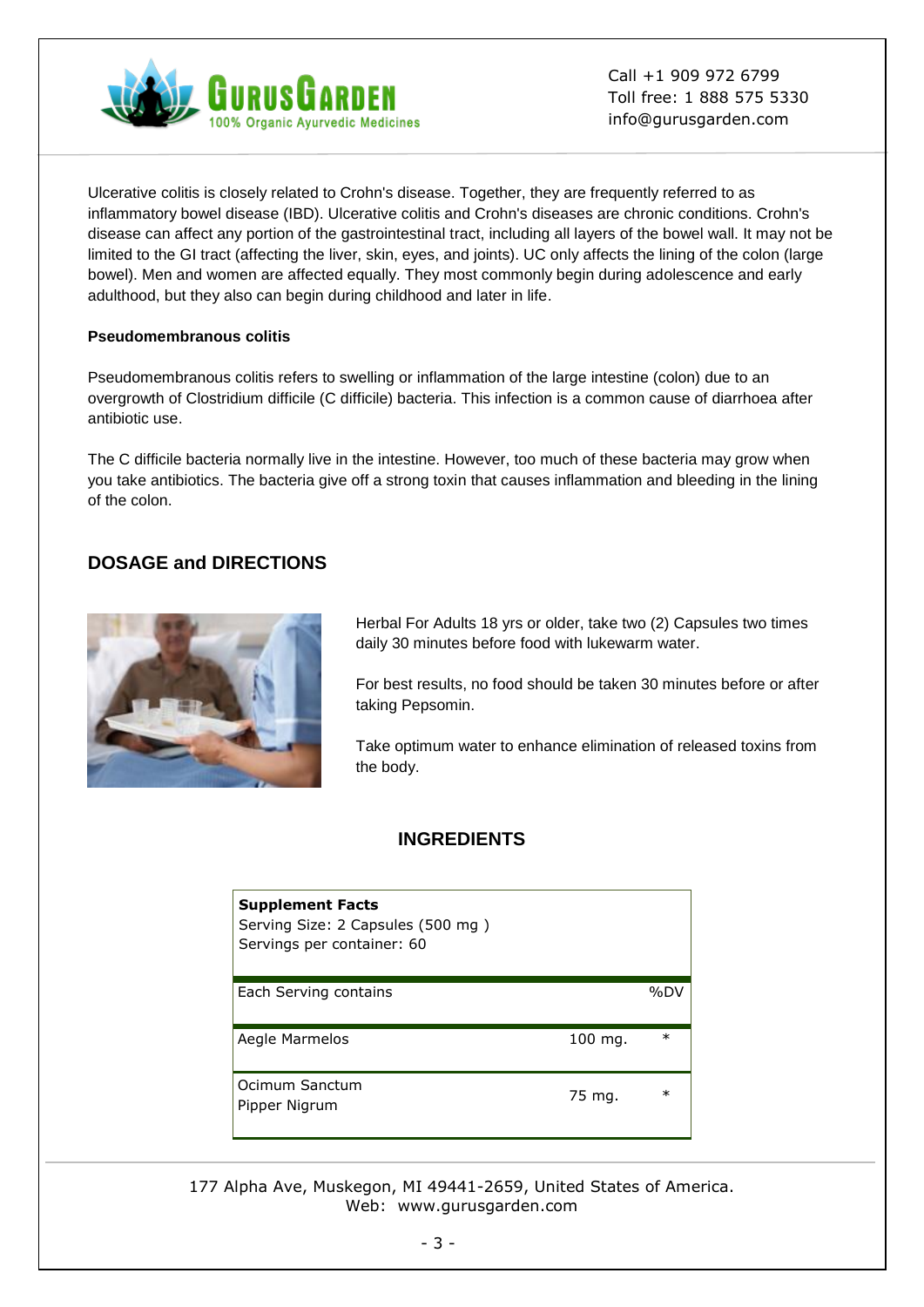Ulcerative colitis is closely related to Crohn's disease. Together, they are frequently referred to as inflammatory bowel disease (IBD). Ulcerative colitis and Crohn's diseases are chronic conditions. Crohn's disease can affect any portion of the gastrointestinal tract, including all layers of the bowel wall. It may not be limited to the GI tract (affecting the liver, skin, eyes, and joints). UC only affects the lining of the colon (large bowel). Men and women are affected equally. They most commonly begin during adolescence and early adulthood, but they also can begin during childhood and later in life.

**Pseudomembranous colitis**

Pseudomembranous colitis refers to swelling or inflammation of the large intestine (colon) due to an overgrowth of Clostridium difficile (C difficile) bacteria. This infection is a common cause of diarrhoea after antibiotic use.

The C difficile bacteria normally live in the intestine. However, too much of these bacteria may grow when you take antibiotics. The bacteria give off a strong toxin that causes inflammation and bleeding in the lining of the colon.

## DOSAGE and DIRECTIONS

Herbal For Adults 18 yrs or older, take two (2) Capsules two times daily 30 minutes before food with lukewarm water.

For best results, no food should be taken 30 minutes before or after taking Pepsomin.

Take optimum water to enhance elimination of released toxins from the body.

## INGREDIENTS

**Supplement Facts**
Serving Size: 2 Capsules (500 mg )
Servings per container: 60

| Each Serving contains | | %DV |
|---|---|---|
| Aegle Marmelos | 100 mg. | * |
| Ocimum Sanctum<br>Pipper Nigrum | 75 mg. | * |

177 Alpha Ave, Muskegon, MI 49441-2659, United States of America.
Web: www.gurusgarden.com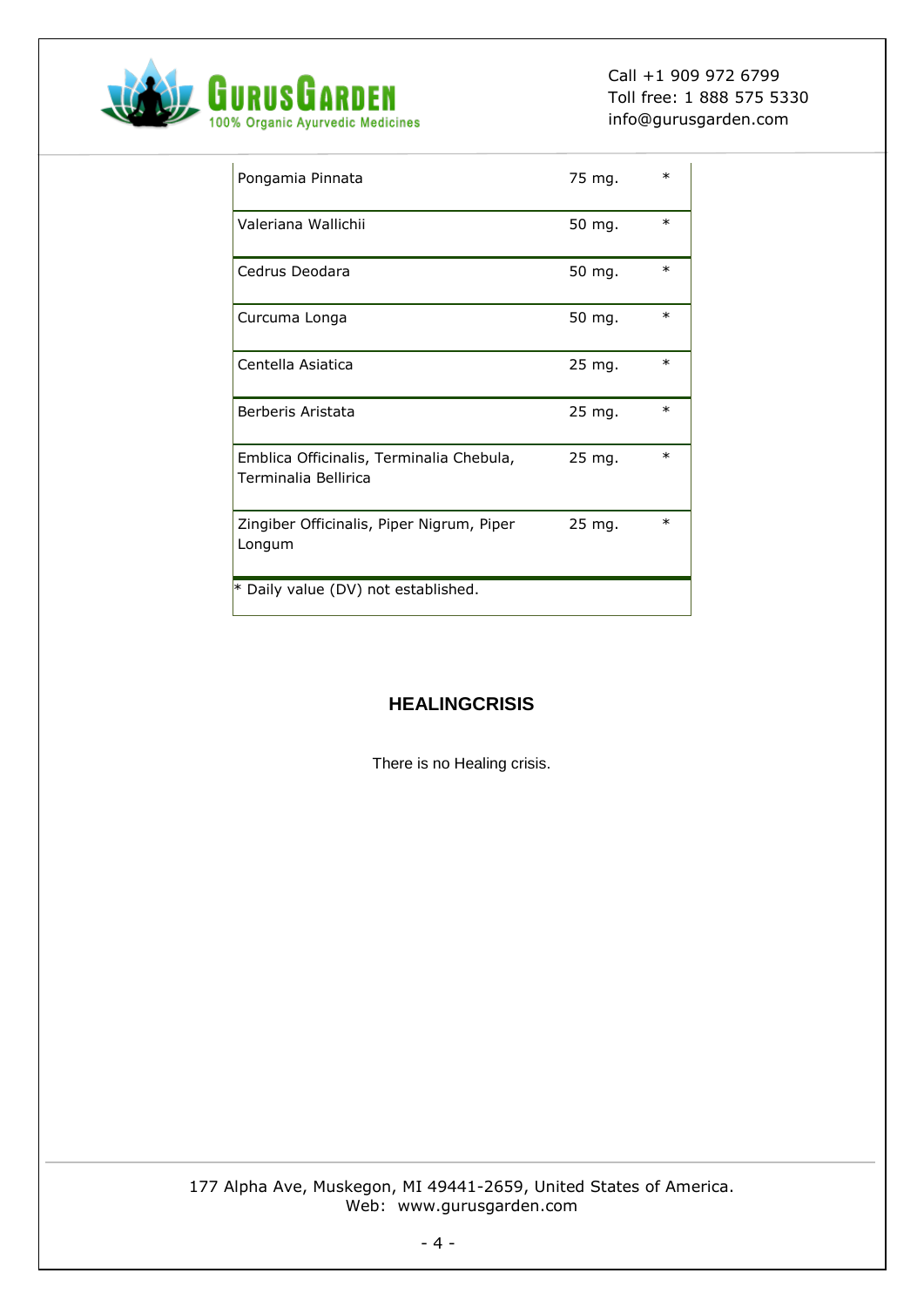| | | |
|---|---|---|
| Pongamia Pinnata | 75 mg. | * |
| Valeriana Wallichii | 50 mg. | * |
| Cedrus Deodara | 50 mg. | * |
| Curcuma Longa | 50 mg. | * |
| Centella Asiatica | 25 mg. | * |
| Berberis Aristata | 25 mg. | * |
| Emblica Officinalis, Terminalia Chebula, Terminalia Bellirica | 25 mg. | * |
| Zingiber Officinalis, Piper Nigrum, Piper Longum | 25 mg. | * |

* Daily value (DV) not established.

## HEALINGCRISIS

There is no Healing crisis.